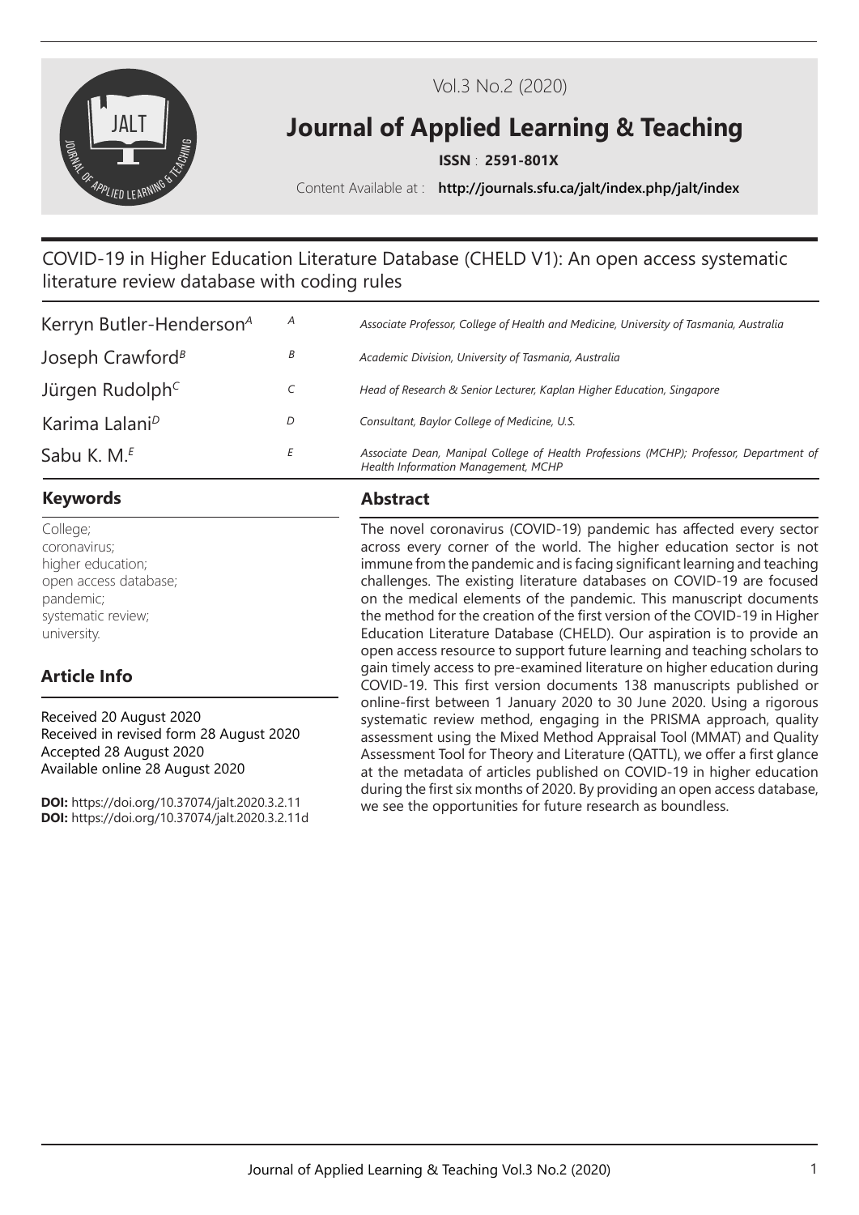# COVID-19 in Higher Education Literature Database (CHELD V1): An open access systematic literature review database with coding rules

Kerryn Butler-Henderson[A]
Joseph Crawford[B]
Jürgen Rudolph[C]
Karima Lalani[D]
Sabu K. M.[E]

*A Associate Professor, College of Health and Medicine, University of Tasmania, Australia*
*B Academic Division, University of Tasmania, Australia*
*C Head of Research & Senior Lecturer, Kaplan Higher Education, Singapore*
*D Consultant, Baylor College of Medicine, U.S.*
*E Associate Dean, Manipal College of Health Professions (MCHP); Professor, Department of Health Information Management, MCHP*

## Keywords

College;
coronavirus;
higher education;
open access database;
pandemic;
systematic review;
university.

## Article Info

Received 20 August 2020
Received in revised form 28 August 2020
Accepted 28 August 2020
Available online 28 August 2020

**DOI:** https://doi.org/10.37074/jalt.2020.3.2.11
**DOI:** https://doi.org/10.37074/jalt.2020.3.2.11d

## Abstract

The novel coronavirus (COVID-19) pandemic has affected every sector across every corner of the world. The higher education sector is not immune from the pandemic and is facing significant learning and teaching challenges. The existing literature databases on COVID-19 are focused on the medical elements of the pandemic. This manuscript documents the method for the creation of the first version of the COVID-19 in Higher Education Literature Database (CHELD). Our aspiration is to provide an open access resource to support future learning and teaching scholars to gain timely access to pre-examined literature on higher education during COVID-19. This first version documents 138 manuscripts published or online-first between 1 January 2020 to 30 June 2020. Using a rigorous systematic review method, engaging in the PRISMA approach, quality assessment using the Mixed Method Appraisal Tool (MMAT) and Quality Assessment Tool for Theory and Literature (QATTL), we offer a first glance at the metadata of articles published on COVID-19 in higher education during the first six months of 2020. By providing an open access database, we see the opportunities for future research as boundless.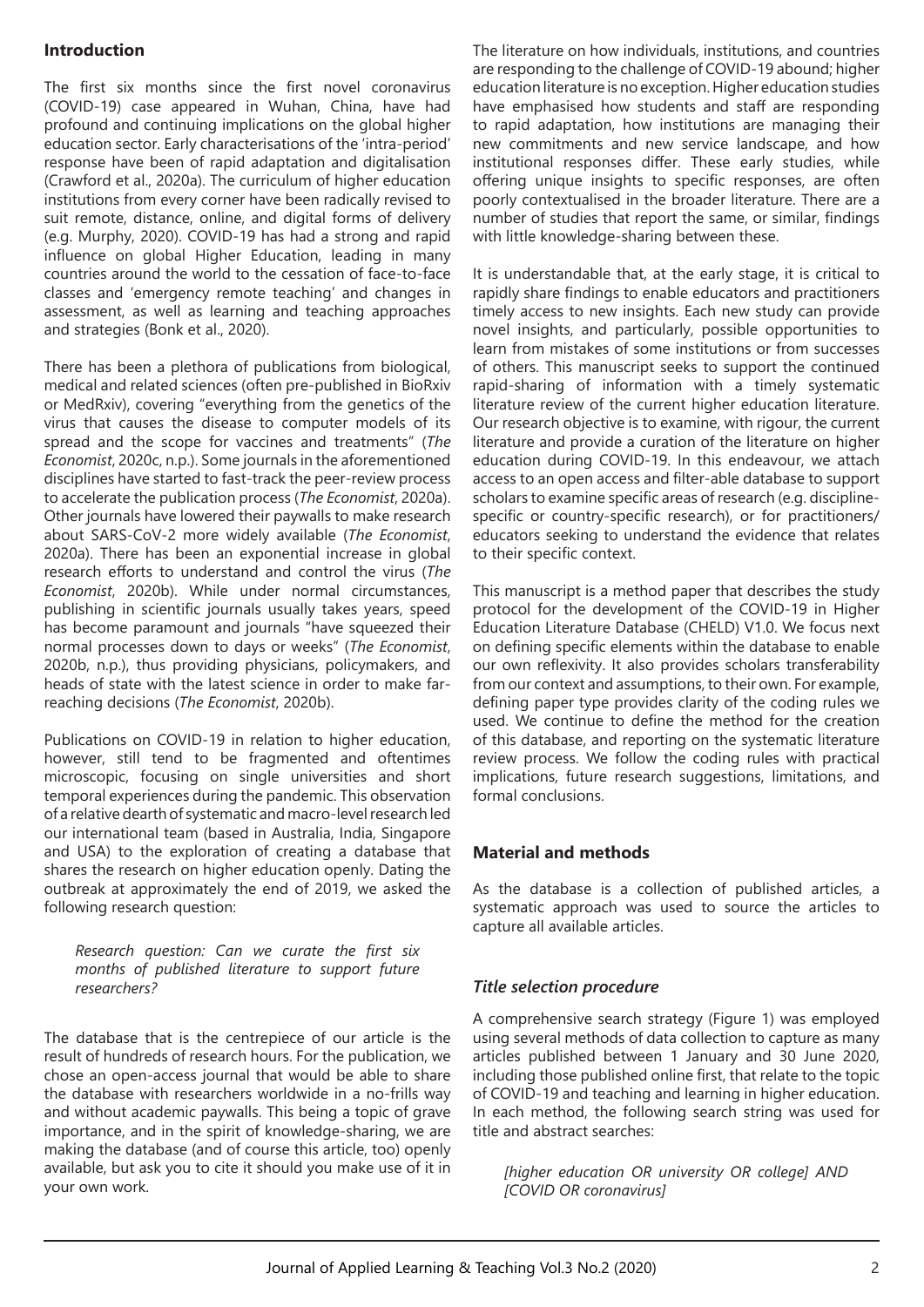## Introduction

The first six months since the first novel coronavirus (COVID-19) case appeared in Wuhan, China, have had profound and continuing implications on the global higher education sector. Early characterisations of the 'intra-period' response have been of rapid adaptation and digitalisation (Crawford et al., 2020a). The curriculum of higher education institutions from every corner have been radically revised to suit remote, distance, online, and digital forms of delivery (e.g. Murphy, 2020). COVID-19 has had a strong and rapid influence on global Higher Education, leading in many countries around the world to the cessation of face-to-face classes and 'emergency remote teaching' and changes in assessment, as well as learning and teaching approaches and strategies (Bonk et al., 2020).

There has been a plethora of publications from biological, medical and related sciences (often pre-published in BioRxiv or MedRxiv), covering "everything from the genetics of the virus that causes the disease to computer models of its spread and the scope for vaccines and treatments" (*The Economist*, 2020c, n.p.). Some journals in the aforementioned disciplines have started to fast-track the peer-review process to accelerate the publication process (*The Economist*, 2020a). Other journals have lowered their paywalls to make research about SARS-CoV-2 more widely available (*The Economist*, 2020a). There has been an exponential increase in global research efforts to understand and control the virus (*The Economist*, 2020b). While under normal circumstances, publishing in scientific journals usually takes years, speed has become paramount and journals "have squeezed their normal processes down to days or weeks" (*The Economist*, 2020b, n.p.), thus providing physicians, policymakers, and heads of state with the latest science in order to make far-reaching decisions (*The Economist*, 2020b).

Publications on COVID-19 in relation to higher education, however, still tend to be fragmented and oftentimes microscopic, focusing on single universities and short temporal experiences during the pandemic. This observation of a relative dearth of systematic and macro-level research led our international team (based in Australia, India, Singapore and USA) to the exploration of creating a database that shares the research on higher education openly. Dating the outbreak at approximately the end of 2019, we asked the following research question:

> *Research question: Can we curate the first six months of published literature to support future researchers?*

The database that is the centrepiece of our article is the result of hundreds of research hours. For the publication, we chose an open-access journal that would be able to share the database with researchers worldwide in a no-frills way and without academic paywalls. This being a topic of grave importance, and in the spirit of knowledge-sharing, we are making the database (and of course this article, too) openly available, but ask you to cite it should you make use of it in your own work.

The literature on how individuals, institutions, and countries are responding to the challenge of COVID-19 abound; higher education literature is no exception. Higher education studies have emphasised how students and staff are responding to rapid adaptation, how institutions are managing their new commitments and new service landscape, and how institutional responses differ. These early studies, while offering unique insights to specific responses, are often poorly contextualised in the broader literature. There are a number of studies that report the same, or similar, findings with little knowledge-sharing between these.

It is understandable that, at the early stage, it is critical to rapidly share findings to enable educators and practitioners timely access to new insights. Each new study can provide novel insights, and particularly, possible opportunities to learn from mistakes of some institutions or from successes of others. This manuscript seeks to support the continued rapid-sharing of information with a timely systematic literature review of the current higher education literature. Our research objective is to examine, with rigour, the current literature and provide a curation of the literature on higher education during COVID-19. In this endeavour, we attach access to an open access and filter-able database to support scholars to examine specific areas of research (e.g. discipline-specific or country-specific research), or for practitioners/educators seeking to understand the evidence that relates to their specific context.

This manuscript is a method paper that describes the study protocol for the development of the COVID-19 in Higher Education Literature Database (CHELD) V1.0. We focus next on defining specific elements within the database to enable our own reflexivity. It also provides scholars transferability from our context and assumptions, to their own. For example, defining paper type provides clarity of the coding rules we used. We continue to define the method for the creation of this database, and reporting on the systematic literature review process. We follow the coding rules with practical implications, future research suggestions, limitations, and formal conclusions.

## Material and methods

As the database is a collection of published articles, a systematic approach was used to source the articles to capture all available articles.

### *Title selection procedure*

A comprehensive search strategy (Figure 1) was employed using several methods of data collection to capture as many articles published between 1 January and 30 June 2020, including those published online first, that relate to the topic of COVID-19 and teaching and learning in higher education. In each method, the following search string was used for title and abstract searches:

> *[higher education OR university OR college] AND [COVID OR coronavirus]*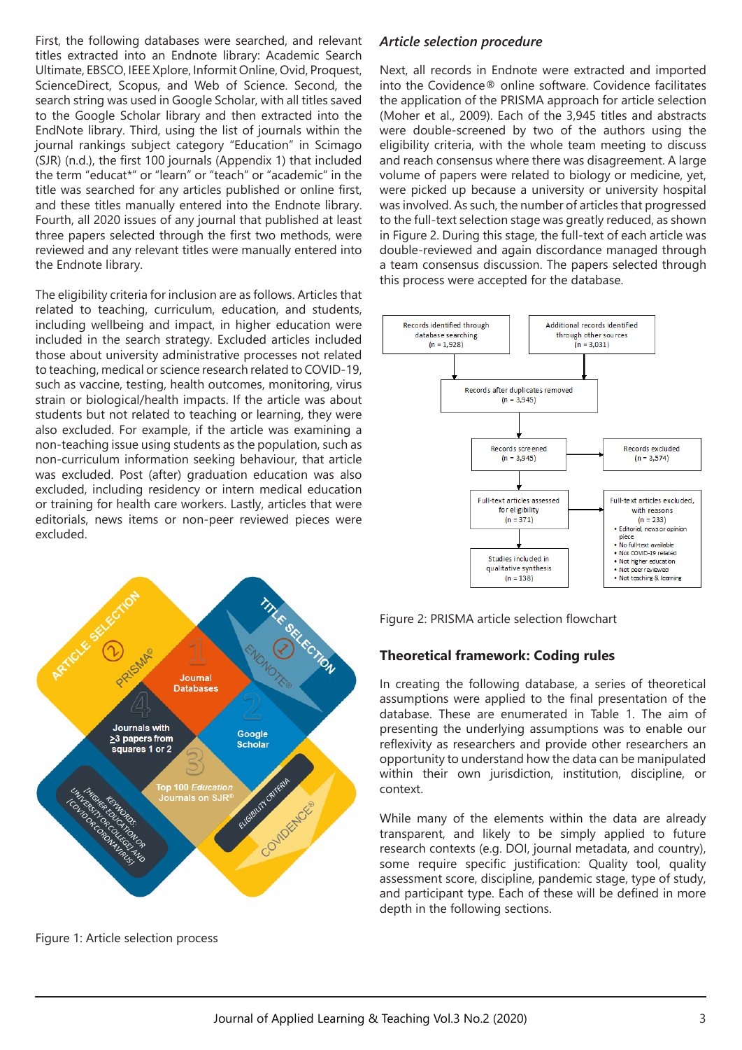First, the following databases were searched, and relevant titles extracted into an Endnote library: Academic Search Ultimate, EBSCO, IEEE Xplore, Informit Online, Ovid, Proquest, ScienceDirect, Scopus, and Web of Science. Second, the search string was used in Google Scholar, with all titles saved to the Google Scholar library and then extracted into the EndNote library. Third, using the list of journals within the journal rankings subject category "Education" in Scimago (SJR) (n.d.), the first 100 journals (Appendix 1) that included the term "educat*" or "learn" or "teach" or "academic" in the title was searched for any articles published or online first, and these titles manually entered into the Endnote library. Fourth, all 2020 issues of any journal that published at least three papers selected through the first two methods, were reviewed and any relevant titles were manually entered into the Endnote library.

The eligibility criteria for inclusion are as follows. Articles that related to teaching, curriculum, education, and students, including wellbeing and impact, in higher education were included in the search strategy. Excluded articles included those about university administrative processes not related to teaching, medical or science research related to COVID-19, such as vaccine, testing, health outcomes, monitoring, virus strain or biological/health impacts. If the article was about students but not related to teaching or learning, they were also excluded. For example, if the article was examining a non-teaching issue using students as the population, such as non-curriculum information seeking behaviour, that article was excluded. Post (after) graduation education was also excluded, including residency or intern medical education or training for health care workers. Lastly, articles that were editorials, news items or non-peer reviewed pieces were excluded.

Figure 1: Article selection process

### *Article selection procedure*

Next, all records in Endnote were extracted and imported into the Covidence® online software. Covidence facilitates the application of the PRISMA approach for article selection (Moher et al., 2009). Each of the 3,945 titles and abstracts were double-screened by two of the authors using the eligibility criteria, with the whole team meeting to discuss and reach consensus where there was disagreement. A large volume of papers were related to biology or medicine, yet, were picked up because a university or university hospital was involved. As such, the number of articles that progressed to the full-text selection stage was greatly reduced, as shown in Figure 2. During this stage, the full-text of each article was double-reviewed and again discordance managed through a team consensus discussion. The papers selected through this process were accepted for the database.

Figure 2: PRISMA article selection flowchart

## Theoretical framework: Coding rules

In creating the following database, a series of theoretical assumptions were applied to the final presentation of the database. These are enumerated in Table 1. The aim of presenting the underlying assumptions was to enable our reflexivity as researchers and provide other researchers an opportunity to understand how the data can be manipulated within their own jurisdiction, institution, discipline, or context.

While many of the elements within the data are already transparent, and likely to be simply applied to future research contexts (e.g. DOI, journal metadata, and country), some require specific justification: Quality tool, quality assessment score, discipline, pandemic stage, type of study, and participant type. Each of these will be defined in more depth in the following sections.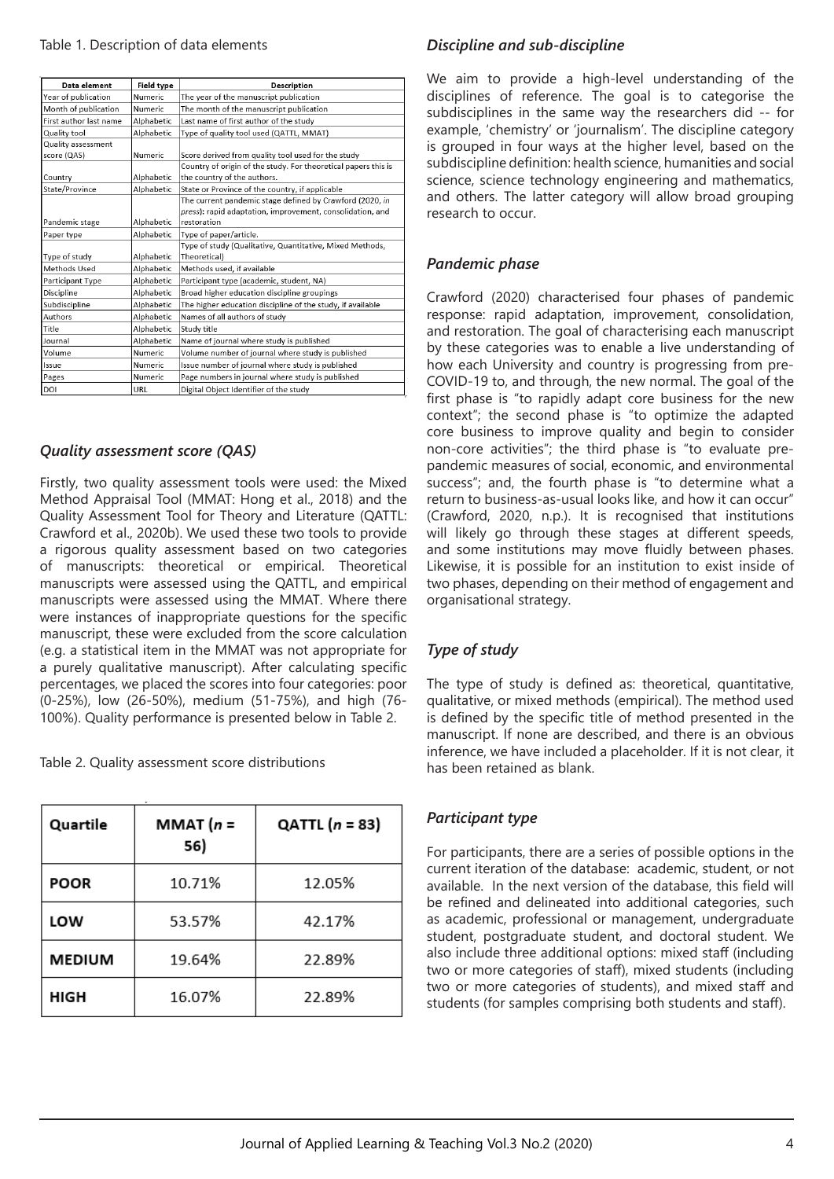Table 1. Description of data elements

| Data element | Field type | Description |
|---|---|---|
| Year of publication | Numeric | The year of the manuscript publication |
| Month of publication | Numeric | The month of the manuscript publication |
| First author last name | Alphabetic | Last name of first author of the study |
| Quality tool | Alphabetic | Type of quality tool used (QATTL, MMAT) |
| Quality assessment score (QAS) | Numeric | Score derived from quality tool used for the study |
| Country | Alphabetic | Country of origin of the study. For theoretical papers this is the country of the authors. |
| State/Province | Alphabetic | State or Province of the country, if applicable |
| Pandemic stage | Alphabetic | The current pandemic stage defined by Crawford (2020, *in press*): rapid adaptation, improvement, consolidation, and restoration |
| Paper type | Alphabetic | Type of paper/article. |
| Type of study | Alphabetic | Type of study (Qualitative, Quantitative, Mixed Methods, Theoretical) |
| Methods Used | Alphabetic | Methods used, if available |
| Participant Type | Alphabetic | Participant type (academic, student, NA) |
| Discipline | Alphabetic | Broad higher education discipline groupings |
| Subdiscipline | Alphabetic | The higher education discipline of the study, if available |
| Authors | Alphabetic | Names of all authors of study |
| Title | Alphabetic | Study title |
| Journal | Alphabetic | Name of journal where study is published |
| Volume | Numeric | Volume number of journal where study is published |
| Issue | Numeric | Issue number of journal where study is published |
| Pages | Numeric | Page numbers in journal where study is published |
| DOI | URL | Digital Object Identifier of the study |

### *Quality assessment score (QAS)*

Firstly, two quality assessment tools were used: the Mixed Method Appraisal Tool (MMAT: Hong et al., 2018) and the Quality Assessment Tool for Theory and Literature (QATTL: Crawford et al., 2020b). We used these two tools to provide a rigorous quality assessment based on two categories of manuscripts: theoretical or empirical. Theoretical manuscripts were assessed using the QATTL, and empirical manuscripts were assessed using the MMAT. Where there were instances of inappropriate questions for the specific manuscript, these were excluded from the score calculation (e.g. a statistical item in the MMAT was not appropriate for a purely qualitative manuscript). After calculating specific percentages, we placed the scores into four categories: poor (0-25%), low (26-50%), medium (51-75%), and high (76-100%). Quality performance is presented below in Table 2.

Table 2. Quality assessment score distributions

| Quartile | MMAT ($n$ = 56) | QATTL ($n$ = 83) |
|---|---|---|
| **POOR** | 10.71% | 12.05% |
| **LOW** | 53.57% | 42.17% |
| **MEDIUM** | 19.64% | 22.89% |
| **HIGH** | 16.07% | 22.89% |

### *Discipline and sub-discipline*

We aim to provide a high-level understanding of the disciplines of reference. The goal is to categorise the subdisciplines in the same way the researchers did -- for example, 'chemistry' or 'journalism'. The discipline category is grouped in four ways at the higher level, based on the subdiscipline definition: health science, humanities and social science, science technology engineering and mathematics, and others. The latter category will allow broad grouping research to occur.

### *Pandemic phase*

Crawford (2020) characterised four phases of pandemic response: rapid adaptation, improvement, consolidation, and restoration. The goal of characterising each manuscript by these categories was to enable a live understanding of how each University and country is progressing from pre-COVID-19 to, and through, the new normal. The goal of the first phase is "to rapidly adapt core business for the new context"; the second phase is "to optimize the adapted core business to improve quality and begin to consider non-core activities"; the third phase is "to evaluate pre-pandemic measures of social, economic, and environmental success"; and, the fourth phase is "to determine what a return to business-as-usual looks like, and how it can occur" (Crawford, 2020, n.p.). It is recognised that institutions will likely go through these stages at different speeds, and some institutions may move fluidly between phases. Likewise, it is possible for an institution to exist inside of two phases, depending on their method of engagement and organisational strategy.

### *Type of study*

The type of study is defined as: theoretical, quantitative, qualitative, or mixed methods (empirical). The method used is defined by the specific title of method presented in the manuscript. If none are described, and there is an obvious inference, we have included a placeholder. If it is not clear, it has been retained as blank.

### *Participant type*

For participants, there are a series of possible options in the current iteration of the database: academic, student, or not available. In the next version of the database, this field will be refined and delineated into additional categories, such as academic, professional or management, undergraduate student, postgraduate student, and doctoral student. We also include three additional options: mixed staff (including two or more categories of staff), mixed students (including two or more categories of students), and mixed staff and students (for samples comprising both students and staff).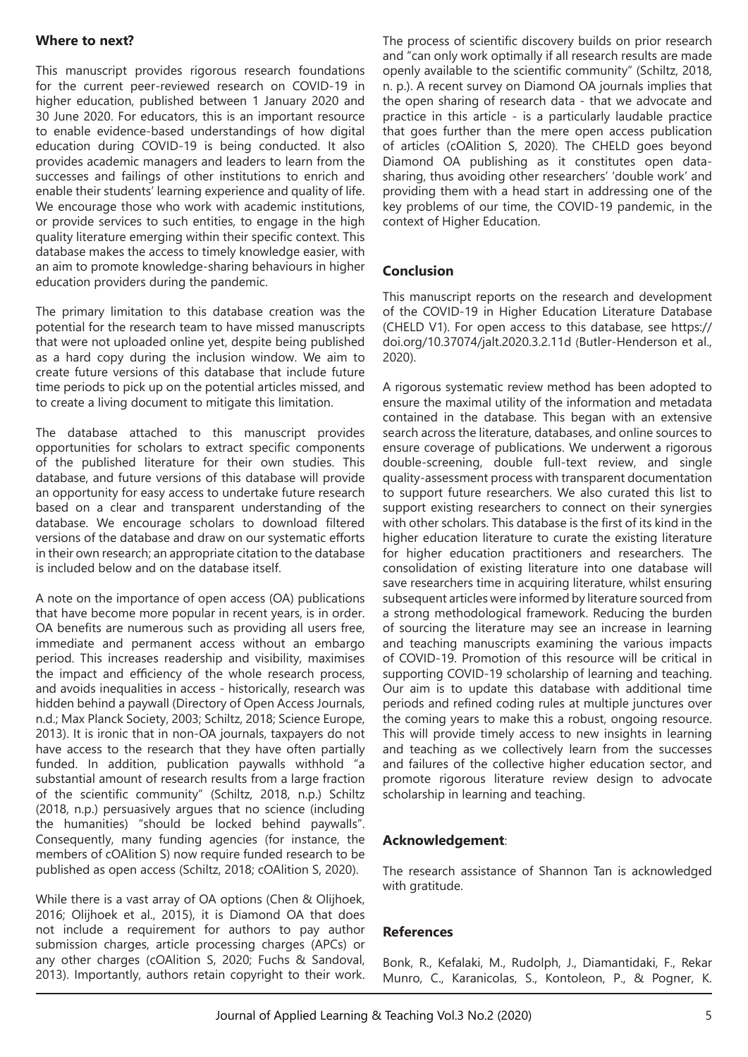## Where to next?

This manuscript provides rigorous research foundations for the current peer-reviewed research on COVID-19 in higher education, published between 1 January 2020 and 30 June 2020. For educators, this is an important resource to enable evidence-based understandings of how digital education during COVID-19 is being conducted. It also provides academic managers and leaders to learn from the successes and failings of other institutions to enrich and enable their students' learning experience and quality of life. We encourage those who work with academic institutions, or provide services to such entities, to engage in the high quality literature emerging within their specific context. This database makes the access to timely knowledge easier, with an aim to promote knowledge-sharing behaviours in higher education providers during the pandemic.

The primary limitation to this database creation was the potential for the research team to have missed manuscripts that were not uploaded online yet, despite being published as a hard copy during the inclusion window. We aim to create future versions of this database that include future time periods to pick up on the potential articles missed, and to create a living document to mitigate this limitation.

The database attached to this manuscript provides opportunities for scholars to extract specific components of the published literature for their own studies. This database, and future versions of this database will provide an opportunity for easy access to undertake future research based on a clear and transparent understanding of the database. We encourage scholars to download filtered versions of the database and draw on our systematic efforts in their own research; an appropriate citation to the database is included below and on the database itself.

A note on the importance of open access (OA) publications that have become more popular in recent years, is in order. OA benefits are numerous such as providing all users free, immediate and permanent access without an embargo period. This increases readership and visibility, maximises the impact and efficiency of the whole research process, and avoids inequalities in access - historically, research was hidden behind a paywall (Directory of Open Access Journals, n.d.; Max Planck Society, 2003; Schiltz, 2018; Science Europe, 2013). It is ironic that in non-OA journals, taxpayers do not have access to the research that they have often partially funded. In addition, publication paywalls withhold "a substantial amount of research results from a large fraction of the scientific community" (Schiltz, 2018, n.p.) Schiltz (2018, n.p.) persuasively argues that no science (including the humanities) "should be locked behind paywalls". Consequently, many funding agencies (for instance, the members of cOAlition S) now require funded research to be published as open access (Schiltz, 2018; cOAlition S, 2020).

While there is a vast array of OA options (Chen & Olijhoek, 2016; Olijhoek et al., 2015), it is Diamond OA that does not include a requirement for authors to pay author submission charges, article processing charges (APCs) or any other charges (cOAlition S, 2020; Fuchs & Sandoval, 2013). Importantly, authors retain copyright to their work. The process of scientific discovery builds on prior research and "can only work optimally if all research results are made openly available to the scientific community" (Schiltz, 2018, n. p.). A recent survey on Diamond OA journals implies that the open sharing of research data - that we advocate and practice in this article - is a particularly laudable practice that goes further than the mere open access publication of articles (cOAlition S, 2020). The CHELD goes beyond Diamond OA publishing as it constitutes open data-sharing, thus avoiding other researchers' 'double work' and providing them with a head start in addressing one of the key problems of our time, the COVID-19 pandemic, in the context of Higher Education.

## Conclusion

This manuscript reports on the research and development of the COVID-19 in Higher Education Literature Database (CHELD V1). For open access to this database, see https://doi.org/10.37074/jalt.2020.3.2.11d (Butler-Henderson et al., 2020).

A rigorous systematic review method has been adopted to ensure the maximal utility of the information and metadata contained in the database. This began with an extensive search across the literature, databases, and online sources to ensure coverage of publications. We underwent a rigorous double-screening, double full-text review, and single quality-assessment process with transparent documentation to support future researchers. We also curated this list to support existing researchers to connect on their synergies with other scholars. This database is the first of its kind in the higher education literature to curate the existing literature for higher education practitioners and researchers. The consolidation of existing literature into one database will save researchers time in acquiring literature, whilst ensuring subsequent articles were informed by literature sourced from a strong methodological framework. Reducing the burden of sourcing the literature may see an increase in learning and teaching manuscripts examining the various impacts of COVID-19. Promotion of this resource will be critical in supporting COVID-19 scholarship of learning and teaching. Our aim is to update this database with additional time periods and refined coding rules at multiple junctures over the coming years to make this a robust, ongoing resource. This will provide timely access to new insights in learning and teaching as we collectively learn from the successes and failures of the collective higher education sector, and promote rigorous literature review design to advocate scholarship in learning and teaching.

## Acknowledgement:

The research assistance of Shannon Tan is acknowledged with gratitude.

## References

Bonk, R., Kefalaki, M., Rudolph, J., Diamantidaki, F., Rekar Munro, C., Karanicolas, S., Kontoleon, P., & Pogner, K.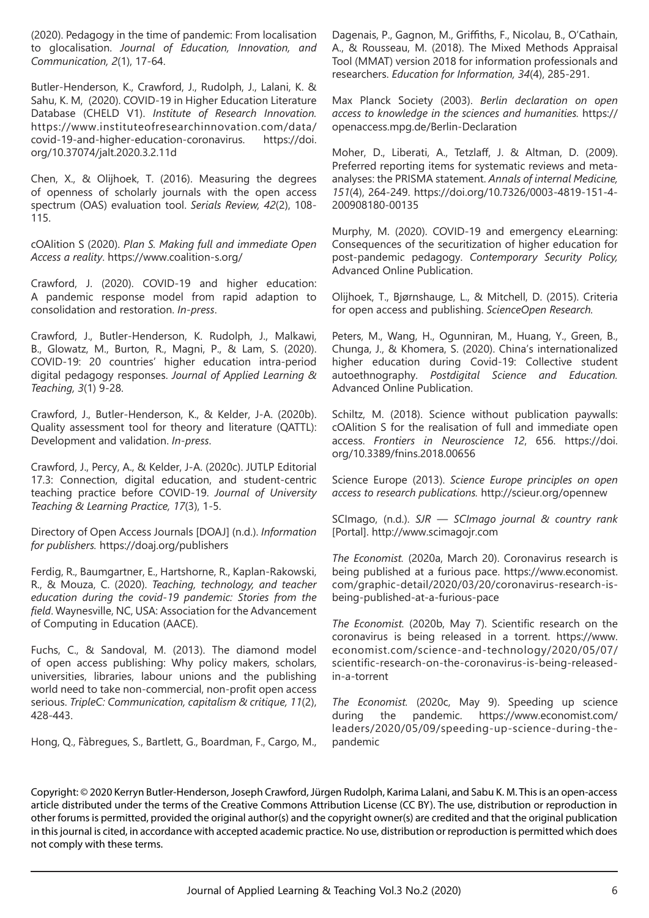(2020). Pedagogy in the time of pandemic: From localisation to glocalisation. *Journal of Education, Innovation, and Communication, 2*(1), 17-64.

Butler-Henderson, K., Crawford, J., Rudolph, J., Lalani, K. & Sahu, K. M, (2020). COVID-19 in Higher Education Literature Database (CHELD V1). *Institute of Research Innovation.* https://www.instituteofresearchinnovation.com/data/covid-19-and-higher-education-coronavirus. https://doi.org/10.37074/jalt.2020.3.2.11d

Chen, X., & Olijhoek, T. (2016). Measuring the degrees of openness of scholarly journals with the open access spectrum (OAS) evaluation tool. *Serials Review, 42*(2), 108-115.

cOAlition S (2020). *Plan S. Making full and immediate Open Access a reality*. https://www.coalition-s.org/

Crawford, J. (2020). COVID-19 and higher education: A pandemic response model from rapid adaption to consolidation and restoration. *In-press*.

Crawford, J., Butler-Henderson, K. Rudolph, J., Malkawi, B., Glowatz, M., Burton, R., Magni, P., & Lam, S. (2020). COVID-19: 20 countries' higher education intra-period digital pedagogy responses. *Journal of Applied Learning & Teaching, 3*(1) 9-28.

Crawford, J., Butler-Henderson, K., & Kelder, J-A. (2020b). Quality assessment tool for theory and literature (QATTL): Development and validation. *In-press*.

Crawford, J., Percy, A., & Kelder, J-A. (2020c). JUTLP Editorial 17.3: Connection, digital education, and student-centric teaching practice before COVID-19. *Journal of University Teaching & Learning Practice, 17*(3), 1-5.

Directory of Open Access Journals [DOAJ] (n.d.). *Information for publishers.* https://doaj.org/publishers

Ferdig, R., Baumgartner, E., Hartshorne, R., Kaplan-Rakowski, R., & Mouza, C. (2020). *Teaching, technology, and teacher education during the covid-19 pandemic: Stories from the field*. Waynesville, NC, USA: Association for the Advancement of Computing in Education (AACE).

Fuchs, C., & Sandoval, M. (2013). The diamond model of open access publishing: Why policy makers, scholars, universities, libraries, labour unions and the publishing world need to take non-commercial, non-profit open access serious. *TripleC: Communication, capitalism & critique, 11*(2), 428-443.

Hong, Q., Fàbregues, S., Bartlett, G., Boardman, F., Cargo, M., Dagenais, P., Gagnon, M., Griffiths, F., Nicolau, B., O'Cathain, A., & Rousseau, M. (2018). The Mixed Methods Appraisal Tool (MMAT) version 2018 for information professionals and researchers. *Education for Information, 34*(4), 285-291.

Max Planck Society (2003). *Berlin declaration on open access to knowledge in the sciences and humanities.* https://openaccess.mpg.de/Berlin-Declaration

Moher, D., Liberati, A., Tetzlaff, J. & Altman, D. (2009). Preferred reporting items for systematic reviews and meta-analyses: the PRISMA statement. *Annals of internal Medicine, 151*(4), 264-249. https://doi.org/10.7326/0003-4819-151-4-200908180-00135

Murphy, M. (2020). COVID-19 and emergency eLearning: Consequences of the securitization of higher education for post-pandemic pedagogy. *Contemporary Security Policy,* Advanced Online Publication.

Olijhoek, T., Bjørnshauge, L., & Mitchell, D. (2015). Criteria for open access and publishing. *ScienceOpen Research.*

Peters, M., Wang, H., Ogunniran, M., Huang, Y., Green, B., Chunga, J., & Khomera, S. (2020). China's internationalized higher education during Covid-19: Collective student autoethnography. *Postdigital Science and Education.* Advanced Online Publication.

Schiltz, M. (2018). Science without publication paywalls: cOAlition S for the realisation of full and immediate open access. *Frontiers in Neuroscience 12*, 656. https://doi.org/10.3389/fnins.2018.00656

Science Europe (2013). *Science Europe principles on open access to research publications.* http://scieur.org/opennew

SCImago, (n.d.). *SJR — SCImago journal & country rank* [Portal]. http://www.scimagojr.com

*The Economist.* (2020a, March 20). Coronavirus research is being published at a furious pace. https://www.economist.com/graphic-detail/2020/03/20/coronavirus-research-is-being-published-at-a-furious-pace

*The Economist.* (2020b, May 7). Scientific research on the coronavirus is being released in a torrent. https://www.economist.com/science-and-technology/2020/05/07/scientific-research-on-the-coronavirus-is-being-released-in-a-torrent

*The Economist.* (2020c, May 9). Speeding up science during the pandemic. https://www.economist.com/leaders/2020/05/09/speeding-up-science-during-the-pandemic

Copyright: © 2020 Kerryn Butler-Henderson, Joseph Crawford, Jürgen Rudolph, Karima Lalani, and Sabu K. M. This is an open-access article distributed under the terms of the Creative Commons Attribution License (CC BY). The use, distribution or reproduction in other forums is permitted, provided the original author(s) and the copyright owner(s) are credited and that the original publication in this journal is cited, in accordance with accepted academic practice. No use, distribution or reproduction is permitted which does not comply with these terms.